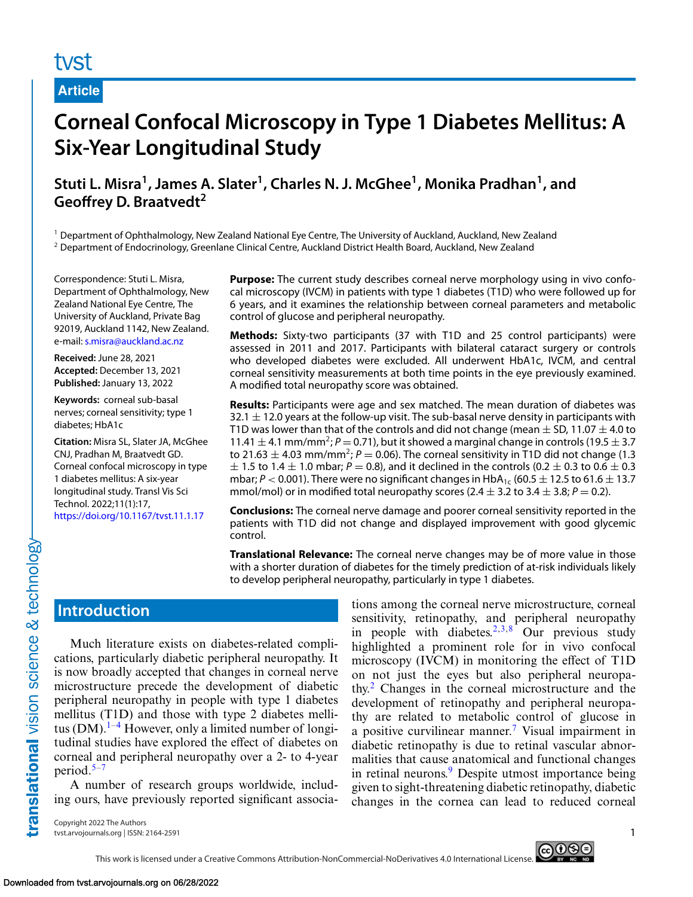tvst

Article

# Corneal Confocal Microscopy in Type 1 Diabetes Mellitus: A Six-Year Longitudinal Study

**Stuti L. Misra[1], James A. Slater[1], Charles N. J. McGhee[1], Monika Pradhan[1], and Geoffrey D. Braatvedt[2]**

[1] Department of Ophthalmology, New Zealand National Eye Centre, The University of Auckland, Auckland, New Zealand
[2] Department of Endocrinology, Greenlane Clinical Centre, Auckland District Health Board, Auckland, New Zealand

Correspondence: Stuti L. Misra, Department of Ophthalmology, New Zealand National Eye Centre, The University of Auckland, Private Bag 92019, Auckland 1142, New Zealand. e-mail: s.misra@auckland.ac.nz

**Received:** June 28, 2021
**Accepted:** December 13, 2021
**Published:** January 13, 2022

**Keywords:** corneal sub-basal nerves; corneal sensitivity; type 1 diabetes; HbA1c

**Citation:** Misra SL, Slater JA, McGhee CNJ, Pradhan M, Braatvedt GD. Corneal confocal microscopy in type 1 diabetes mellitus: A six-year longitudinal study. Transl Vis Sci Technol. 2022;11(1):17, https://doi.org/10.1167/tvst.11.1.17

**Purpose:** The current study describes corneal nerve morphology using in vivo confocal microscopy (IVCM) in patients with type 1 diabetes (T1D) who were followed up for 6 years, and it examines the relationship between corneal parameters and metabolic control of glucose and peripheral neuropathy.

**Methods:** Sixty-two participants (37 with T1D and 25 control participants) were assessed in 2011 and 2017. Participants with bilateral cataract surgery or controls who developed diabetes were excluded. All underwent HbA1c, IVCM, and central corneal sensitivity measurements at both time points in the eye previously examined. A modified total neuropathy score was obtained.

**Results:** Participants were age and sex matched. The mean duration of diabetes was 32.1 ± 12.0 years at the follow-up visit. The sub-basal nerve density in participants with T1D was lower than that of the controls and did not change (mean ± SD, 11.07 ± 4.0 to 11.41 ± 4.1 mm/mm$^2$; $P = 0.71$), but it showed a marginal change in controls (19.5 ± 3.7 to 21.63 ± 4.03 mm/mm$^2$; $P = 0.06$). The corneal sensitivity in T1D did not change (1.3 ± 1.5 to 1.4 ± 1.0 mbar; $P = 0.8$), and it declined in the controls (0.2 ± 0.3 to 0.6 ± 0.3 mbar; $P < 0.001$). There were no significant changes in $HbA_{1c}$ (60.5 ± 12.5 to 61.6 ± 13.7 mmol/mol) or in modified total neuropathy scores (2.4 ± 3.2 to 3.4 ± 3.8; $P = 0.2$).

**Conclusions:** The corneal nerve damage and poorer corneal sensitivity reported in the patients with T1D did not change and displayed improvement with good glycemic control.

**Translational Relevance:** The corneal nerve changes may be of more value in those with a shorter duration of diabetes for the timely prediction of at-risk individuals likely to develop peripheral neuropathy, particularly in type 1 diabetes.

## Introduction

Much literature exists on diabetes-related complications, particularly diabetic peripheral neuropathy. It is now broadly accepted that changes in corneal nerve microstructure precede the development of diabetic peripheral neuropathy in people with type 1 diabetes mellitus (T1D) and those with type 2 diabetes mellitus (DM).[1–4] However, only a limited number of longitudinal studies have explored the effect of diabetes on corneal and peripheral neuropathy over a 2- to 4-year period.[5–7]

A number of research groups worldwide, including ours, have previously reported significant associations among the corneal nerve microstructure, corneal sensitivity, retinopathy, and peripheral neuropathy in people with diabetes.[2,3,8] Our previous study highlighted a prominent role for in vivo confocal microscopy (IVCM) in monitoring the effect of T1D on not just the eyes but also peripheral neuropathy.[2] Changes in the corneal microstructure and the development of retinopathy and peripheral neuropathy are related to metabolic control of glucose in a positive curvilinear manner.[7] Visual impairment in diabetic retinopathy is due to retinal vascular abnormalities that cause anatomical and functional changes in retinal neurons.[9] Despite utmost importance being given to sight-threatening diabetic retinopathy, diabetic changes in the cornea can lead to reduced corneal

Copyright 2022 The Authors
tvst.arvojournals.org | ISSN: 2164-2591

This work is licensed under a Creative Commons Attribution-NonCommercial-NoDerivatives 4.0 International License.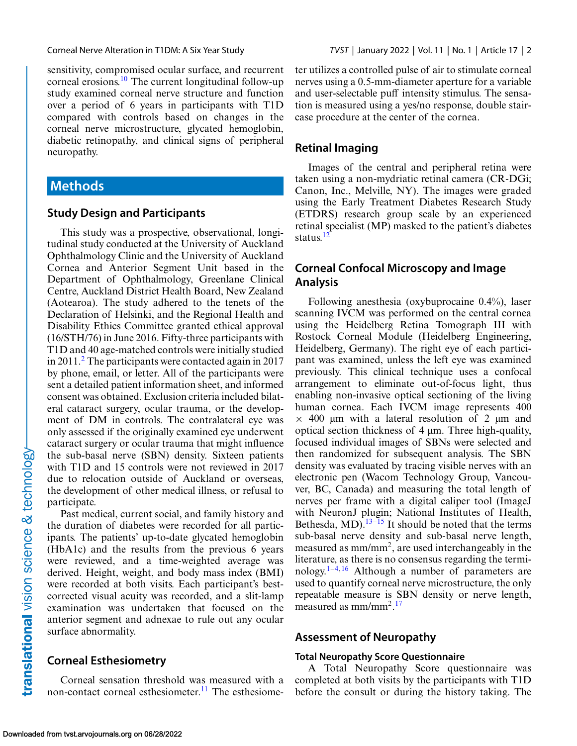sensitivity, compromised ocular surface, and recurrent corneal erosions.[10] The current longitudinal follow-up study examined corneal nerve structure and function over a period of 6 years in participants with T1D compared with controls based on changes in the corneal nerve microstructure, glycated hemoglobin, diabetic retinopathy, and clinical signs of peripheral neuropathy.

## Methods

### Study Design and Participants

This study was a prospective, observational, longitudinal study conducted at the University of Auckland Ophthalmology Clinic and the University of Auckland Cornea and Anterior Segment Unit based in the Department of Ophthalmology, Greenlane Clinical Centre, Auckland District Health Board, New Zealand (Aotearoa). The study adhered to the tenets of the Declaration of Helsinki, and the Regional Health and Disability Ethics Committee granted ethical approval (16/STH/76) in June 2016. Fifty-three participants with T1D and 40 age-matched controls were initially studied in 2011.[2] The participants were contacted again in 2017 by phone, email, or letter. All of the participants were sent a detailed patient information sheet, and informed consent was obtained. Exclusion criteria included bilateral cataract surgery, ocular trauma, or the development of DM in controls. The contralateral eye was only assessed if the originally examined eye underwent cataract surgery or ocular trauma that might influence the sub-basal nerve (SBN) density. Sixteen patients with T1D and 15 controls were not reviewed in 2017 due to relocation outside of Auckland or overseas, the development of other medical illness, or refusal to participate.

Past medical, current social, and family history and the duration of diabetes were recorded for all participants. The patients' up-to-date glycated hemoglobin (HbA1c) and the results from the previous 6 years were reviewed, and a time-weighted average was derived. Height, weight, and body mass index (BMI) were recorded at both visits. Each participant's best-corrected visual acuity was recorded, and a slit-lamp examination was undertaken that focused on the anterior segment and adnexae to rule out any ocular surface abnormality.

### Corneal Esthesiometry

Corneal sensation threshold was measured with a non-contact corneal esthesiometer.[11] The esthesiometer utilizes a controlled pulse of air to stimulate corneal nerves using a 0.5-mm-diameter aperture for a variable and user-selectable puff intensity stimulus. The sensation is measured using a yes/no response, double staircase procedure at the center of the cornea.

### Retinal Imaging

Images of the central and peripheral retina were taken using a non-mydriatic retinal camera (CR-DGi; Canon, Inc., Melville, NY). The images were graded using the Early Treatment Diabetes Research Study (ETDRS) research group scale by an experienced retinal specialist (MP) masked to the patient's diabetes status.[12]

### Corneal Confocal Microscopy and Image Analysis

Following anesthesia (oxybuprocaine 0.4%), laser scanning IVCM was performed on the central cornea using the Heidelberg Retina Tomograph III with Rostock Corneal Module (Heidelberg Engineering, Heidelberg, Germany). The right eye of each participant was examined, unless the left eye was examined previously. This clinical technique uses a confocal arrangement to eliminate out-of-focus light, thus enabling non-invasive optical sectioning of the living human cornea. Each IVCM image represents 400 $\times$ 400 µm with a lateral resolution of 2 µm and optical section thickness of 4 µm. Three high-quality, focused individual images of SBNs were selected and then randomized for subsequent analysis. The SBN density was evaluated by tracing visible nerves with an electronic pen (Wacom Technology Group, Vancouver, BC, Canada) and measuring the total length of nerves per frame with a digital caliper tool (ImageJ with NeuronJ plugin; National Institutes of Health, Bethesda, MD).[13–15] It should be noted that the terms sub-basal nerve density and sub-basal nerve length, measured as $mm/mm^2$, are used interchangeably in the literature, as there is no consensus regarding the terminology.[1–4,16] Although a number of parameters are used to quantify corneal nerve microstructure, the only repeatable measure is SBN density or nerve length, measured as $mm/mm^2$.[17]

### Assessment of Neuropathy

#### Total Neuropathy Score Questionnaire

A Total Neuropathy Score questionnaire was completed at both visits by the participants with T1D before the consult or during the history taking. The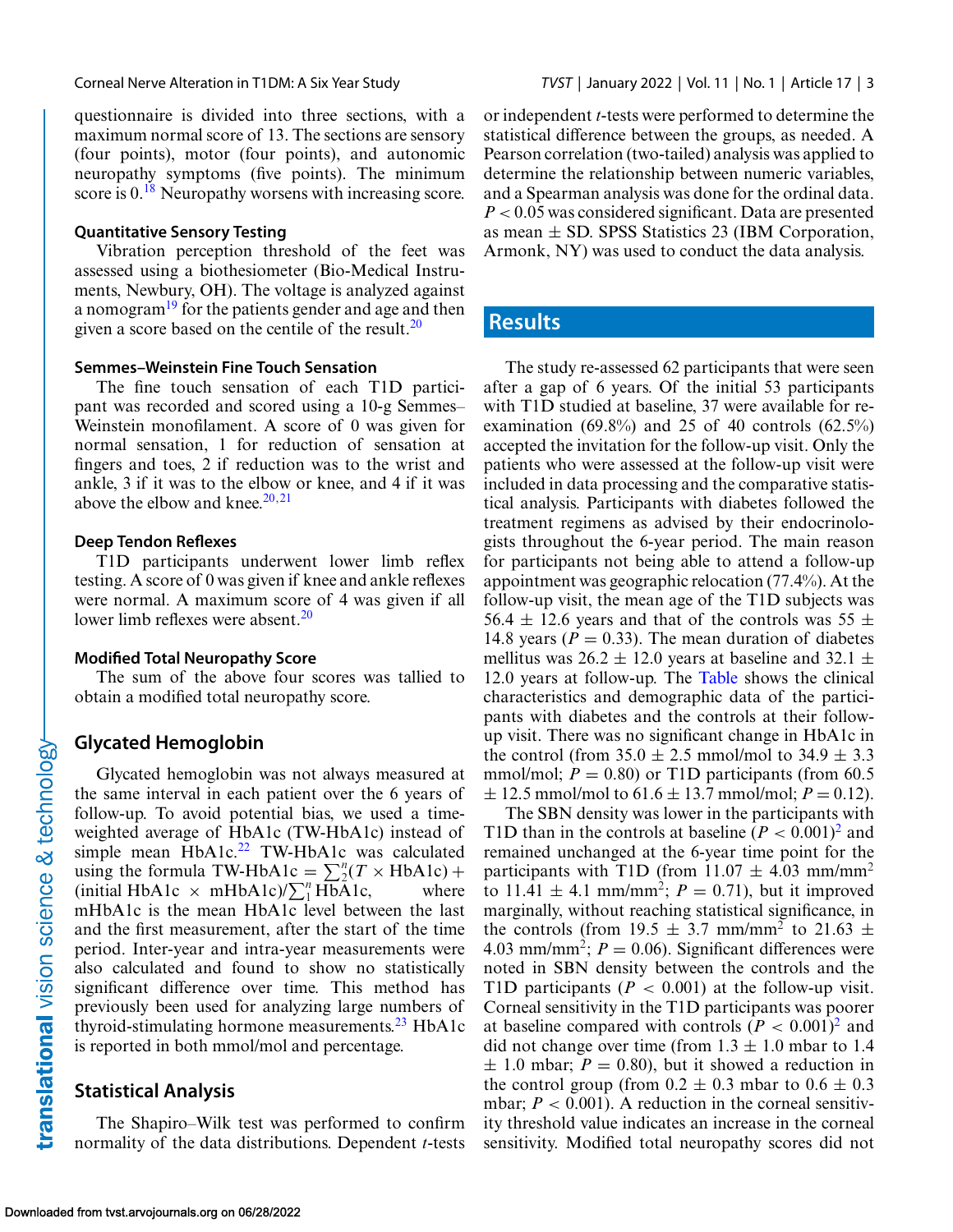questionnaire is divided into three sections, with a maximum normal score of 13. The sections are sensory (four points), motor (four points), and autonomic neuropathy symptoms (five points). The minimum score is 0.[18] Neuropathy worsens with increasing score.

### Quantitative Sensory Testing

Vibration perception threshold of the feet was assessed using a biothesiometer (Bio-Medical Instruments, Newbury, OH). The voltage is analyzed against a nomogram[19] for the patients gender and age and then given a score based on the centile of the result.[20]

### Semmes–Weinstein Fine Touch Sensation

The fine touch sensation of each T1D participant was recorded and scored using a 10-g Semmes–Weinstein monofilament. A score of 0 was given for normal sensation, 1 for reduction of sensation at fingers and toes, 2 if reduction was to the wrist and ankle, 3 if it was to the elbow or knee, and 4 if it was above the elbow and knee.[20,21]

### Deep Tendon Reflexes

T1D participants underwent lower limb reflex testing. A score of 0 was given if knee and ankle reflexes were normal. A maximum score of 4 was given if all lower limb reflexes were absent.[20]

### Modified Total Neuropathy Score

The sum of the above four scores was tallied to obtain a modified total neuropathy score.

## Glycated Hemoglobin

Glycated hemoglobin was not always measured at the same interval in each patient over the 6 years of follow-up. To avoid potential bias, we used a time-weighted average of HbA1c (TW-HbA1c) instead of simple mean HbA1c.[22] TW-HbA1c was calculated using the formula TW-HbA1c $= \sum_2^n (T \times \text{HbA1c}) + (\text{initial HbA1c} \times \text{mHbA1c}) / \sum_1^n \text{HbA1c}$, where mHbA1c is the mean HbA1c level between the last and the first measurement, after the start of the time period. Inter-year and intra-year measurements were also calculated and found to show no statistically significant difference over time. This method has previously been used for analyzing large numbers of thyroid-stimulating hormone measurements.[23] HbA1c is reported in both mmol/mol and percentage.

## Statistical Analysis

The Shapiro–Wilk test was performed to confirm normality of the data distributions. Dependent *t*-tests or independent *t*-tests were performed to determine the statistical difference between the groups, as needed. A Pearson correlation (two-tailed) analysis was applied to determine the relationship between numeric variables, and a Spearman analysis was done for the ordinal data. $P < 0.05$ was considered significant. Data are presented as mean ± SD. SPSS Statistics 23 (IBM Corporation, Armonk, NY) was used to conduct the data analysis.

# Results

The study re-assessed 62 participants that were seen after a gap of 6 years. Of the initial 53 participants with T1D studied at baseline, 37 were available for re-examination (69.8%) and 25 of 40 controls (62.5%) accepted the invitation for the follow-up visit. Only the patients who were assessed at the follow-up visit were included in data processing and the comparative statistical analysis. Participants with diabetes followed the treatment regimens as advised by their endocrinologists throughout the 6-year period. The main reason for participants not being able to attend a follow-up appointment was geographic relocation (77.4%). At the follow-up visit, the mean age of the T1D subjects was 56.4 ± 12.6 years and that of the controls was 55 ± 14.8 years ($P = 0.33$). The mean duration of diabetes mellitus was 26.2 ± 12.0 years at baseline and 32.1 ± 12.0 years at follow-up. The Table shows the clinical characteristics and demographic data of the participants with diabetes and the controls at their follow-up visit. There was no significant change in HbA1c in the control (from 35.0 ± 2.5 mmol/mol to 34.9 ± 3.3 mmol/mol; $P = 0.80$) or T1D participants (from 60.5 ± 12.5 mmol/mol to 61.6 ± 13.7 mmol/mol; $P = 0.12$).

The SBN density was lower in the participants with T1D than in the controls at baseline ($P < 0.001$)[2] and remained unchanged at the 6-year time point for the participants with T1D (from 11.07 ± 4.03 mm/mm$^2$ to 11.41 ± 4.1 mm/mm$^2$; $P = 0.71$), but it improved marginally, without reaching statistical significance, in the controls (from 19.5 ± 3.7 mm/mm$^2$ to 21.63 ± 4.03 mm/mm$^2$; $P = 0.06$). Significant differences were noted in SBN density between the controls and the T1D participants ($P < 0.001$) at the follow-up visit. Corneal sensitivity in the T1D participants was poorer at baseline compared with controls ($P < 0.001$)[2] and did not change over time (from 1.3 ± 1.0 mbar to 1.4 ± 1.0 mbar; $P = 0.80$), but it showed a reduction in the control group (from 0.2 ± 0.3 mbar to 0.6 ± 0.3 mbar; $P < 0.001$). A reduction in the corneal sensitivity threshold value indicates an increase in the corneal sensitivity. Modified total neuropathy scores did not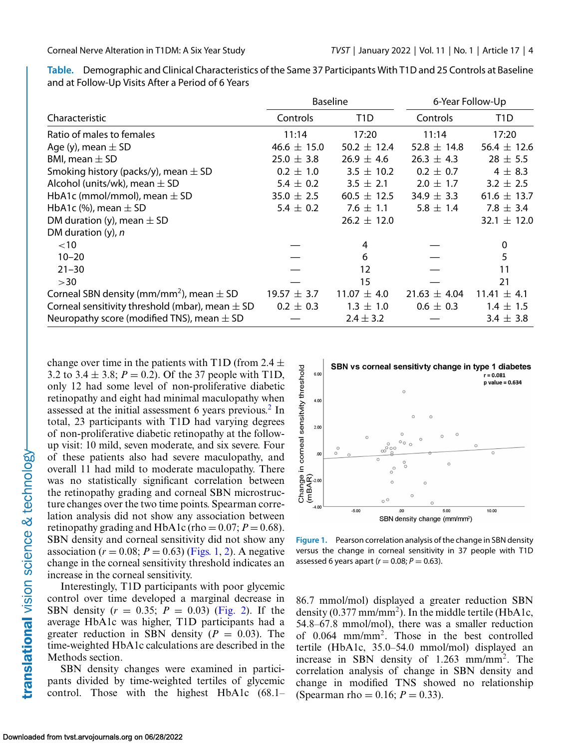**Table.** Demographic and Clinical Characteristics of the Same 37 Participants With T1D and 25 Controls at Baseline and at Follow-Up Visits After a Period of 6 Years

| | Baseline | | 6-Year Follow-Up | |
|---|---|---|---|---|
| Characteristic | Controls | T1D | Controls | T1D |
| Ratio of males to females | 11:14 | 17:20 | 11:14 | 17:20 |
| Age (y), mean ± SD | 46.6 ± 15.0 | 50.2 ± 12.4 | 52.8 ± 14.8 | 56.4 ± 12.6 |
| BMI, mean ± SD | 25.0 ± 3.8 | 26.9 ± 4.6 | 26.3 ± 4.3 | 28 ± 5.5 |
| Smoking history (packs/y), mean ± SD | 0.2 ± 1.0 | 3.5 ± 10.2 | 0.2 ± 0.7 | 4 ± 8.3 |
| Alcohol (units/wk), mean ± SD | 5.4 ± 0.2 | 3.5 ± 2.1 | 2.0 ± 1.7 | 3.2 ± 2.5 |
| HbA1c (mmol/mmol), mean ± SD | 35.0 ± 2.5 | 60.5 ± 12.5 | 34.9 ± 3.3 | 61.6 ± 13.7 |
| HbA1c (%), mean ± SD | 5.4 ± 0.2 | 7.6 ± 1.1 | 5.8 ± 1.4 | 7.8 ± 3.4 |
| DM duration (y), mean ± SD | | 26.2 ± 12.0 | | 32.1 ± 12.0 |
| DM duration (y), *n* | | | | |
| <10 | — | 4 | — | 0 |
| 10–20 | — | 6 | — | 5 |
| 21–30 | — | 12 | — | 11 |
| >30 | — | 15 | — | 21 |
| Corneal SBN density (mm/mm$^2$), mean ± SD | 19.57 ± 3.7 | 11.07 ± 4.0 | 21.63 ± 4.04 | 11.41 ± 4.1 |
| Corneal sensitivity threshold (mbar), mean ± SD | 0.2 ± 0.3 | 1.3 ± 1.0 | 0.6 ± 0.3 | 1.4 ± 1.5 |
| Neuropathy score (modified TNS), mean ± SD | — | 2.4 ± 3.2 | — | 3.4 ± 3.8 |

change over time in the patients with T1D (from 2.4 ± 3.2 to 3.4 ± 3.8; $P = 0.2$). Of the 37 people with T1D, only 12 had some level of non-proliferative diabetic retinopathy and eight had minimal maculopathy when assessed at the initial assessment 6 years previous.[2] In total, 23 participants with T1D had varying degrees of non-proliferative diabetic retinopathy at the follow-up visit: 10 mild, seven moderate, and six severe. Four of these patients also had severe maculopathy, and overall 11 had mild to moderate maculopathy. There was no statistically significant correlation between the retinopathy grading and corneal SBN microstructure changes over the two time points. Spearman correlation analysis did not show any association between retinopathy grading and HbA1c (rho = 0.07; $P = 0.68$). SBN density and corneal sensitivity did not show any association ($r = 0.08$; $P = 0.63$) (Figs. 1, 2). A negative change in the corneal sensitivity threshold indicates an increase in the corneal sensitivity.

Interestingly, T1D participants with poor glycemic control over time developed a marginal decrease in SBN density ($r = 0.35$; $P = 0.03$) (Fig. 2). If the average HbA1c was higher, T1D participants had a greater reduction in SBN density ($P = 0.03$). The time-weighted HbA1c calculations are described in the Methods section.

SBN density changes were examined in participants divided by time-weighted tertiles of glycemic control. Those with the highest HbA1c (68.1–86.7 mmol/mol) displayed a greater reduction SBN density (0.377 mm/mm$^2$). In the middle tertile (HbA1c, 54.8–67.8 mmol/mol), there was a smaller reduction of 0.064 mm/mm$^2$. Those in the best controlled tertile (HbA1c, 35.0–54.0 mmol/mol) displayed an increase in SBN density of 1.263 mm/mm$^2$. The correlation analysis of change in SBN density and change in modified TNS showed no relationship (Spearman rho = 0.16; $P = 0.33$).

**Figure 1.** Pearson correlation analysis of the change in SBN density versus the change in corneal sensitivity in 37 people with T1D assessed 6 years apart ($r = 0.08$; $P = 0.63$).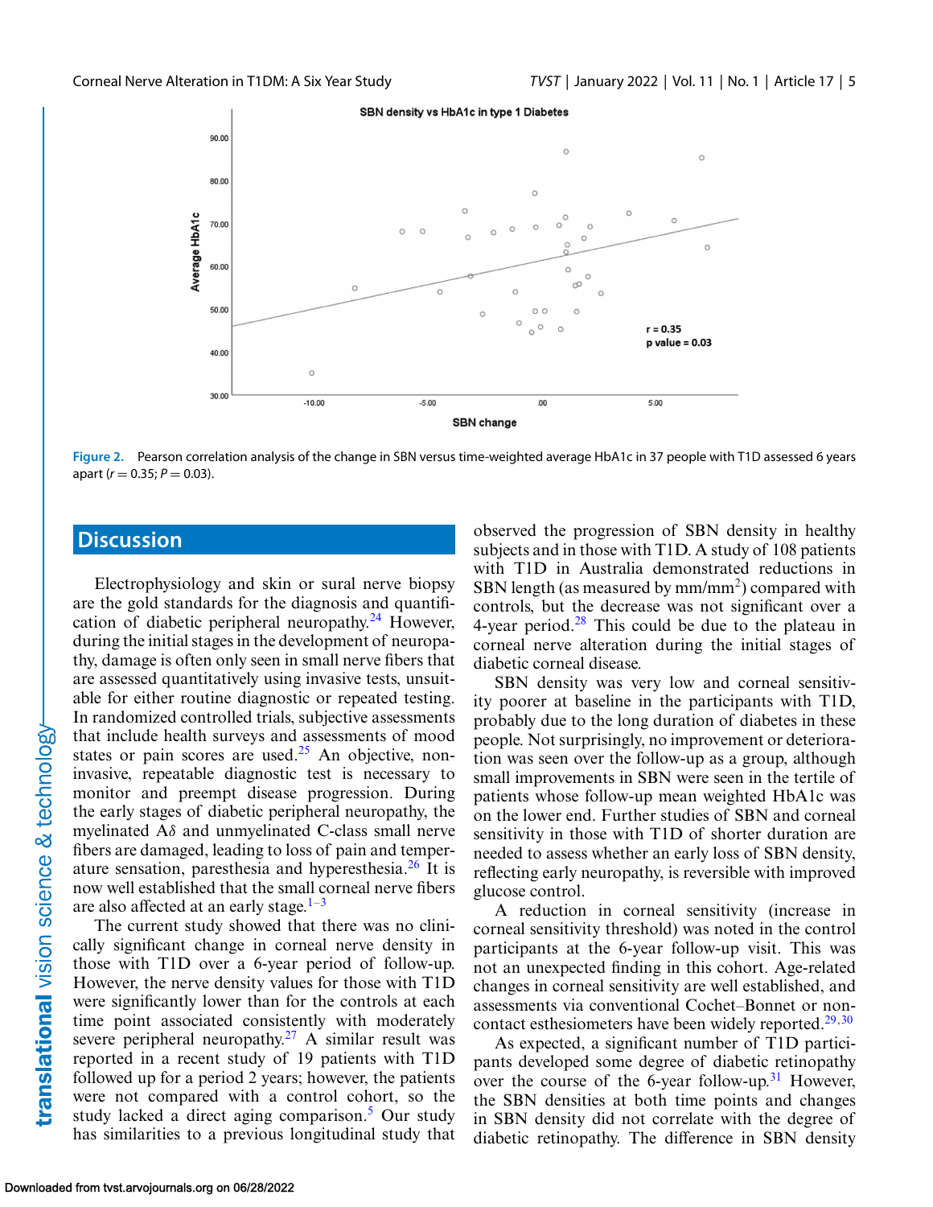Figure 2. Pearson correlation analysis of the change in SBN versus time-weighted average HbA1c in 37 people with T1D assessed 6 years apart ($r = 0.35$; $P = 0.03$).

## Discussion

Electrophysiology and skin or sural nerve biopsy are the gold standards for the diagnosis and quantification of diabetic peripheral neuropathy.[24] However, during the initial stages in the development of neuropathy, damage is often only seen in small nerve fibers that are assessed quantitatively using invasive tests, unsuitable for either routine diagnostic or repeated testing. In randomized controlled trials, subjective assessments that include health surveys and assessments of mood states or pain scores are used.[25] An objective, non-invasive, repeatable diagnostic test is necessary to monitor and preempt disease progression. During the early stages of diabetic peripheral neuropathy, the myelinated A$\delta$ and unmyelinated C-class small nerve fibers are damaged, leading to loss of pain and temperature sensation, paresthesia and hyperesthesia.[26] It is now well established that the small corneal nerve fibers are also affected at an early stage.[1–3]

The current study showed that there was no clinically significant change in corneal nerve density in those with T1D over a 6-year period of follow-up. However, the nerve density values for those with T1D were significantly lower than for the controls at each time point associated consistently with moderately severe peripheral neuropathy.[27] A similar result was reported in a recent study of 19 patients with T1D followed up for a period 2 years; however, the patients were not compared with a control cohort, so the study lacked a direct aging comparison.[5] Our study has similarities to a previous longitudinal study that observed the progression of SBN density in healthy subjects and in those with T1D. A study of 108 patients with T1D in Australia demonstrated reductions in SBN length (as measured by mm/mm$^2$) compared with controls, but the decrease was not significant over a 4-year period.[28] This could be due to the plateau in corneal nerve alteration during the initial stages of diabetic corneal disease.

SBN density was very low and corneal sensitivity poorer at baseline in the participants with T1D, probably due to the long duration of diabetes in these people. Not surprisingly, no improvement or deterioration was seen over the follow-up as a group, although small improvements in SBN were seen in the tertile of patients whose follow-up mean weighted HbA1c was on the lower end. Further studies of SBN and corneal sensitivity in those with T1D of shorter duration are needed to assess whether an early loss of SBN density, reflecting early neuropathy, is reversible with improved glucose control.

A reduction in corneal sensitivity (increase in corneal sensitivity threshold) was noted in the control participants at the 6-year follow-up visit. This was not an unexpected finding in this cohort. Age-related changes in corneal sensitivity are well established, and assessments via conventional Cochet–Bonnet or non-contact esthesiometers have been widely reported.[29,30]

As expected, a significant number of T1D participants developed some degree of diabetic retinopathy over the course of the 6-year follow-up.[31] However, the SBN densities at both time points and changes in SBN density did not correlate with the degree of diabetic retinopathy. The difference in SBN density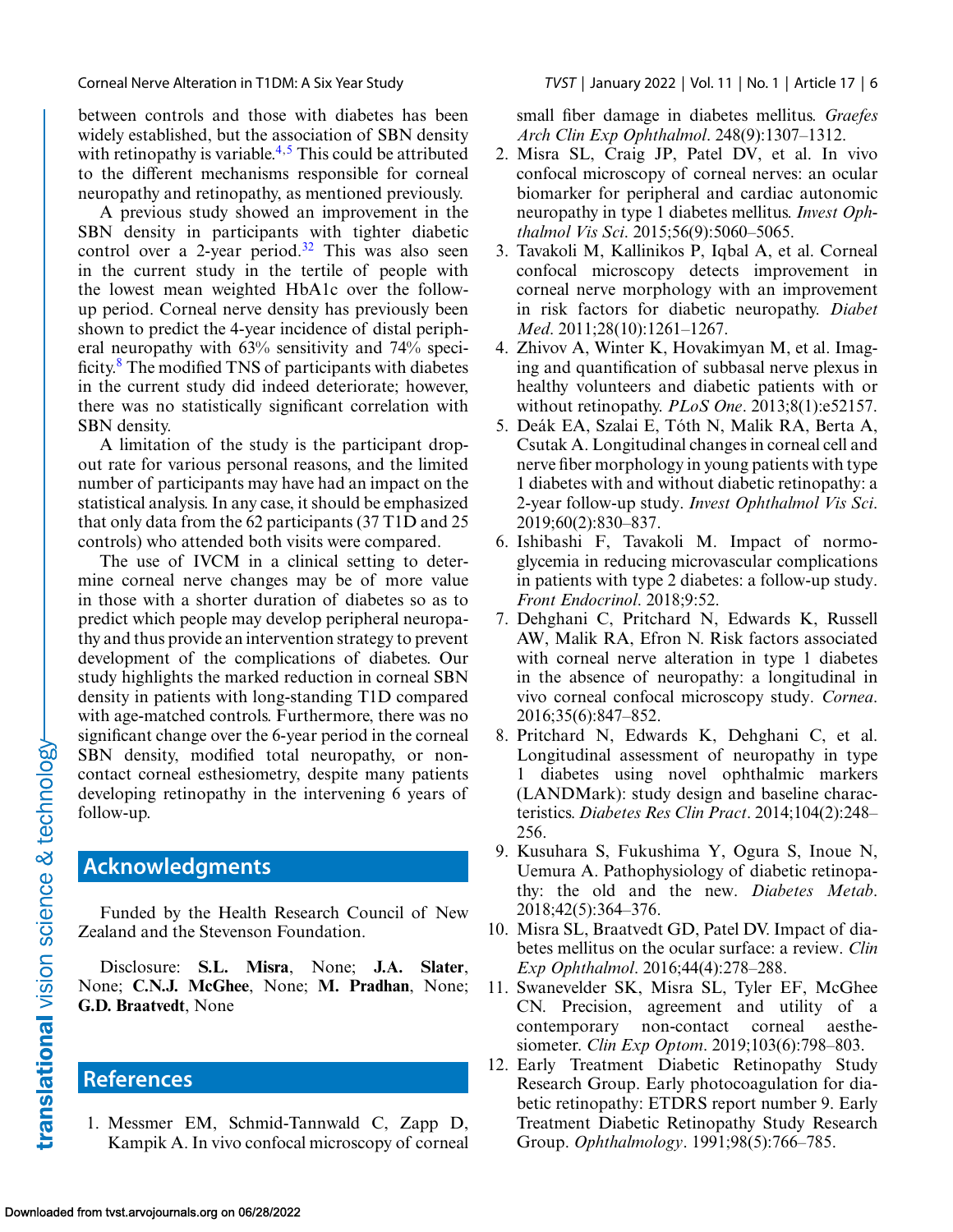between controls and those with diabetes has been widely established, but the association of SBN density with retinopathy is variable.[4,5] This could be attributed to the different mechanisms responsible for corneal neuropathy and retinopathy, as mentioned previously.

A previous study showed an improvement in the SBN density in participants with tighter diabetic control over a 2-year period.[32] This was also seen in the current study in the tertile of people with the lowest mean weighted HbA1c over the follow-up period. Corneal nerve density has previously been shown to predict the 4-year incidence of distal peripheral neuropathy with 63% sensitivity and 74% specificity.[8] The modified TNS of participants with diabetes in the current study did indeed deteriorate; however, there was no statistically significant correlation with SBN density.

A limitation of the study is the participant dropout rate for various personal reasons, and the limited number of participants may have had an impact on the statistical analysis. In any case, it should be emphasized that only data from the 62 participants (37 T1D and 25 controls) who attended both visits were compared.

The use of IVCM in a clinical setting to determine corneal nerve changes may be of more value in those with a shorter duration of diabetes so as to predict which people may develop peripheral neuropathy and thus provide an intervention strategy to prevent development of the complications of diabetes. Our study highlights the marked reduction in corneal SBN density in patients with long-standing T1D compared with age-matched controls. Furthermore, there was no significant change over the 6-year period in the corneal SBN density, modified total neuropathy, or non-contact corneal esthesiometry, despite many patients developing retinopathy in the intervening 6 years of follow-up.

## Acknowledgments

Funded by the Health Research Council of New Zealand and the Stevenson Foundation.

Disclosure: **S.L. Misra**, None; **J.A. Slater**, None; **C.N.J. McGhee**, None; **M. Pradhan**, None; **G.D. Braatvedt**, None

## References

1. Messmer EM, Schmid-Tannwald C, Zapp D, Kampik A. In vivo confocal microscopy of corneal small fiber damage in diabetes mellitus. *Graefes Arch Clin Exp Ophthalmol*. 248(9):1307–1312.
2. Misra SL, Craig JP, Patel DV, et al. In vivo confocal microscopy of corneal nerves: an ocular biomarker for peripheral and cardiac autonomic neuropathy in type 1 diabetes mellitus. *Invest Ophthalmol Vis Sci*. 2015;56(9):5060–5065.
3. Tavakoli M, Kallinikos P, Iqbal A, et al. Corneal confocal microscopy detects improvement in corneal nerve morphology with an improvement in risk factors for diabetic neuropathy. *Diabet Med*. 2011;28(10):1261–1267.
4. Zhivov A, Winter K, Hovakimyan M, et al. Imaging and quantification of subbasal nerve plexus in healthy volunteers and diabetic patients with or without retinopathy. *PLoS One*. 2013;8(1):e52157.
5. Deák EA, Szalai E, Tóth N, Malik RA, Berta A, Csutak A. Longitudinal changes in corneal cell and nerve fiber morphology in young patients with type 1 diabetes with and without diabetic retinopathy: a 2-year follow-up study. *Invest Ophthalmol Vis Sci*. 2019;60(2):830–837.
6. Ishibashi F, Tavakoli M. Impact of normoglycemia in reducing microvascular complications in patients with type 2 diabetes: a follow-up study. *Front Endocrinol*. 2018;9:52.
7. Dehghani C, Pritchard N, Edwards K, Russell AW, Malik RA, Efron N. Risk factors associated with corneal nerve alteration in type 1 diabetes in the absence of neuropathy: a longitudinal in vivo corneal confocal microscopy study. *Cornea*. 2016;35(6):847–852.
8. Pritchard N, Edwards K, Dehghani C, et al. Longitudinal assessment of neuropathy in type 1 diabetes using novel ophthalmic markers (LANDMark): study design and baseline characteristics. *Diabetes Res Clin Pract*. 2014;104(2):248–256.
9. Kusuhara S, Fukushima Y, Ogura S, Inoue N, Uemura A. Pathophysiology of diabetic retinopathy: the old and the new. *Diabetes Metab*. 2018;42(5):364–376.
10. Misra SL, Braatvedt GD, Patel DV. Impact of diabetes mellitus on the ocular surface: a review. *Clin Exp Ophthalmol*. 2016;44(4):278–288.
11. Swanevelder SK, Misra SL, Tyler EF, McGhee CN. Precision, agreement and utility of a contemporary non-contact corneal aesthesiometer. *Clin Exp Optom*. 2019;103(6):798–803.
12. Early Treatment Diabetic Retinopathy Study Research Group. Early photocoagulation for diabetic retinopathy: ETDRS report number 9. Early Treatment Diabetic Retinopathy Study Research Group. *Ophthalmology*. 1991;98(5):766–785.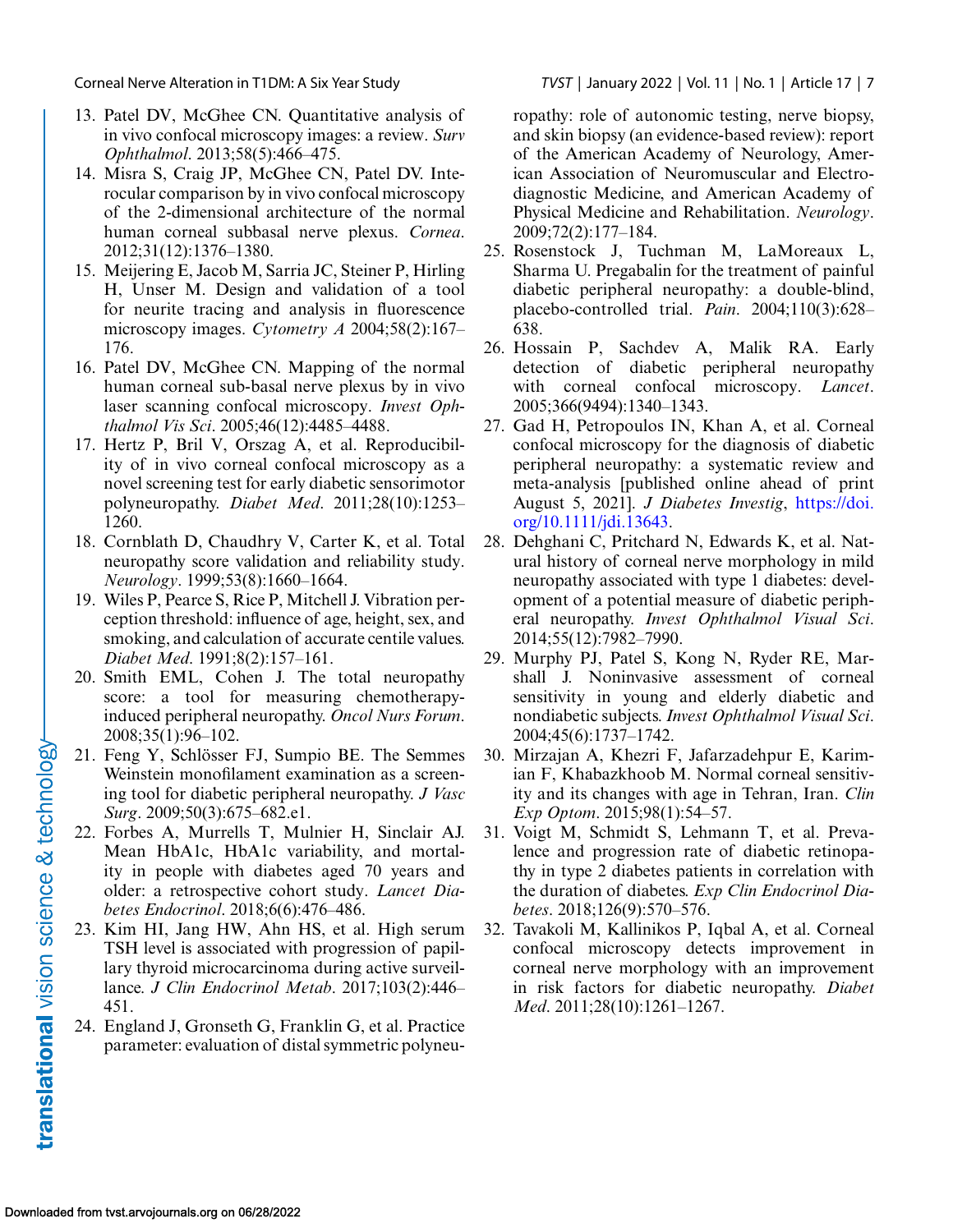13. Patel DV, McGhee CN. Quantitative analysis of in vivo confocal microscopy images: a review. *Surv Ophthalmol*. 2013;58(5):466–475.
14. Misra S, Craig JP, McGhee CN, Patel DV. Interocular comparison by in vivo confocal microscopy of the 2-dimensional architecture of the normal human corneal subbasal nerve plexus. *Cornea*. 2012;31(12):1376–1380.
15. Meijering E, Jacob M, Sarria JC, Steiner P, Hirling H, Unser M. Design and validation of a tool for neurite tracing and analysis in fluorescence microscopy images. *Cytometry A* 2004;58(2):167–176.
16. Patel DV, McGhee CN. Mapping of the normal human corneal sub-basal nerve plexus by in vivo laser scanning confocal microscopy. *Invest Ophthalmol Vis Sci*. 2005;46(12):4485–4488.
17. Hertz P, Bril V, Orszag A, et al. Reproducibility of in vivo corneal confocal microscopy as a novel screening test for early diabetic sensorimotor polyneuropathy. *Diabet Med*. 2011;28(10):1253–1260.
18. Cornblath D, Chaudhry V, Carter K, et al. Total neuropathy score validation and reliability study. *Neurology*. 1999;53(8):1660–1664.
19. Wiles P, Pearce S, Rice P, Mitchell J. Vibration perception threshold: influence of age, height, sex, and smoking, and calculation of accurate centile values. *Diabet Med*. 1991;8(2):157–161.
20. Smith EML, Cohen J. The total neuropathy score: a tool for measuring chemotherapy-induced peripheral neuropathy. *Oncol Nurs Forum*. 2008;35(1):96–102.
21. Feng Y, Schlösser FJ, Sumpio BE. The Semmes Weinstein monofilament examination as a screening tool for diabetic peripheral neuropathy. *J Vasc Surg*. 2009;50(3):675–682.e1.
22. Forbes A, Murrells T, Mulnier H, Sinclair AJ. Mean HbA1c, HbA1c variability, and mortality in people with diabetes aged 70 years and older: a retrospective cohort study. *Lancet Diabetes Endocrinol*. 2018;6(6):476–486.
23. Kim HI, Jang HW, Ahn HS, et al. High serum TSH level is associated with progression of papillary thyroid microcarcinoma during active surveillance. *J Clin Endocrinol Metab*. 2017;103(2):446–451.
24. England J, Gronseth G, Franklin G, et al. Practice parameter: evaluation of distal symmetric polyneuropathy: role of autonomic testing, nerve biopsy, and skin biopsy (an evidence-based review): report of the American Academy of Neurology, American Association of Neuromuscular and Electrodiagnostic Medicine, and American Academy of Physical Medicine and Rehabilitation. *Neurology*. 2009;72(2):177–184.
25. Rosenstock J, Tuchman M, LaMoreaux L, Sharma U. Pregabalin for the treatment of painful diabetic peripheral neuropathy: a double-blind, placebo-controlled trial. *Pain*. 2004;110(3):628–638.
26. Hossain P, Sachdev A, Malik RA. Early detection of diabetic peripheral neuropathy with corneal confocal microscopy. *Lancet*. 2005;366(9494):1340–1343.
27. Gad H, Petropoulos IN, Khan A, et al. Corneal confocal microscopy for the diagnosis of diabetic peripheral neuropathy: a systematic review and meta-analysis [published online ahead of print August 5, 2021]. *J Diabetes Investig*, https://doi.org/10.1111/jdi.13643.
28. Dehghani C, Pritchard N, Edwards K, et al. Natural history of corneal nerve morphology in mild neuropathy associated with type 1 diabetes: development of a potential measure of diabetic peripheral neuropathy. *Invest Ophthalmol Visual Sci*. 2014;55(12):7982–7990.
29. Murphy PJ, Patel S, Kong N, Ryder RE, Marshall J. Noninvasive assessment of corneal sensitivity in young and elderly diabetic and nondiabetic subjects. *Invest Ophthalmol Visual Sci*. 2004;45(6):1737–1742.
30. Mirzajan A, Khezri F, Jafarzadehpur E, Karimian F, Khabazkhoob M. Normal corneal sensitivity and its changes with age in Tehran, Iran. *Clin Exp Optom*. 2015;98(1):54–57.
31. Voigt M, Schmidt S, Lehmann T, et al. Prevalence and progression rate of diabetic retinopathy in type 2 diabetes patients in correlation with the duration of diabetes. *Exp Clin Endocrinol Diabetes*. 2018;126(9):570–576.
32. Tavakoli M, Kallinikos P, Iqbal A, et al. Corneal confocal microscopy detects improvement in corneal nerve morphology with an improvement in risk factors for diabetic neuropathy. *Diabet Med*. 2011;28(10):1261–1267.